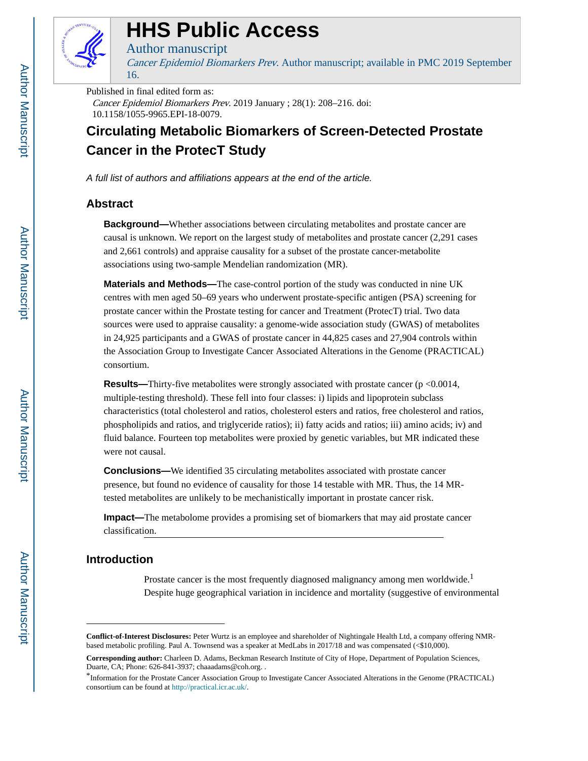# HHS Public Access

Author manuscript

*Cancer Epidemiol Biomarkers Prev.* Author manuscript; available in PMC 2019 September 16.

Published in final edited form as:

*Cancer Epidemiol Biomarkers Prev.* 2019 January ; 28(1): 208–216. doi: 10.1158/1055-9965.EPI-18-0079.

# Circulating Metabolic Biomarkers of Screen-Detected Prostate Cancer in the ProtecT Study

*A full list of authors and affiliations appears at the end of the article.*

## Abstract

**Background—**Whether associations between circulating metabolites and prostate cancer are causal is unknown. We report on the largest study of metabolites and prostate cancer (2,291 cases and 2,661 controls) and appraise causality for a subset of the prostate cancer-metabolite associations using two-sample Mendelian randomization (MR).

**Materials and Methods—**The case-control portion of the study was conducted in nine UK centres with men aged 50–69 years who underwent prostate-specific antigen (PSA) screening for prostate cancer within the Prostate testing for cancer and Treatment (ProtecT) trial. Two data sources were used to appraise causality: a genome-wide association study (GWAS) of metabolites in 24,925 participants and a GWAS of prostate cancer in 44,825 cases and 27,904 controls within the Association Group to Investigate Cancer Associated Alterations in the Genome (PRACTICAL) consortium.

**Results—**Thirty-five metabolites were strongly associated with prostate cancer ($p < 0.0014$, multiple-testing threshold). These fell into four classes: i) lipids and lipoprotein subclass characteristics (total cholesterol and ratios, cholesterol esters and ratios, free cholesterol and ratios, phospholipids and ratios, and triglyceride ratios); ii) fatty acids and ratios; iii) amino acids; iv) and fluid balance. Fourteen top metabolites were proxied by genetic variables, but MR indicated these were not causal.

**Conclusions—**We identified 35 circulating metabolites associated with prostate cancer presence, but found no evidence of causality for those 14 testable with MR. Thus, the 14 MR-tested metabolites are unlikely to be mechanistically important in prostate cancer risk.

**Impact—**The metabolome provides a promising set of biomarkers that may aid prostate cancer classification.

## Introduction

Prostate cancer is the most frequently diagnosed malignancy among men worldwide.[1] Despite huge geographical variation in incidence and mortality (suggestive of environmental

---

**Conflict-of-Interest Disclosures:** Peter Wurtz is an employee and shareholder of Nightingale Health Ltd, a company offering NMR-based metabolic profiling. Paul A. Townsend was a speaker at MedLabs in 2017/18 and was compensated (<$10,000).

**Corresponding author:** Charleen D. Adams, Beckman Research Institute of City of Hope, Department of Population Sciences, Duarte, CA; Phone: 626-841-3937; chaaadams@coh.org. .

*Information for the Prostate Cancer Association Group to Investigate Cancer Associated Alterations in the Genome (PRACTICAL) consortium can be found at http://practical.icr.ac.uk/.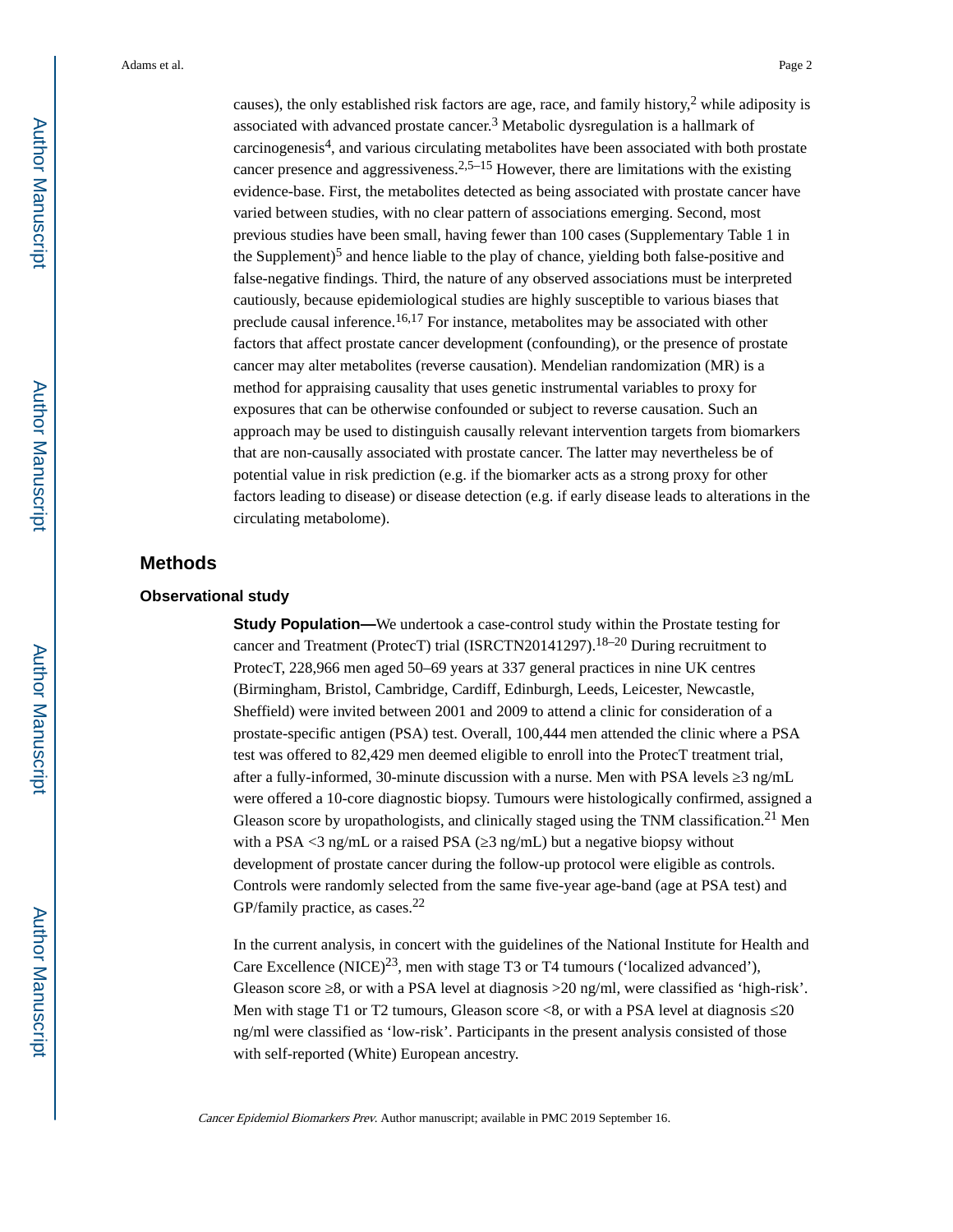causes), the only established risk factors are age, race, and family history,[2] while adiposity is associated with advanced prostate cancer.[3] Metabolic dysregulation is a hallmark of carcinogenesis[4], and various circulating metabolites have been associated with both prostate cancer presence and aggressiveness.[2,5–15] However, there are limitations with the existing evidence-base. First, the metabolites detected as being associated with prostate cancer have varied between studies, with no clear pattern of associations emerging. Second, most previous studies have been small, having fewer than 100 cases (Supplementary Table 1 in the Supplement)[5] and hence liable to the play of chance, yielding both false-positive and false-negative findings. Third, the nature of any observed associations must be interpreted cautiously, because epidemiological studies are highly susceptible to various biases that preclude causal inference.[16,17] For instance, metabolites may be associated with other factors that affect prostate cancer development (confounding), or the presence of prostate cancer may alter metabolites (reverse causation). Mendelian randomization (MR) is a method for appraising causality that uses genetic instrumental variables to proxy for exposures that can be otherwise confounded or subject to reverse causation. Such an approach may be used to distinguish causally relevant intervention targets from biomarkers that are non-causally associated with prostate cancer. The latter may nevertheless be of potential value in risk prediction (e.g. if the biomarker acts as a strong proxy for other factors leading to disease) or disease detection (e.g. if early disease leads to alterations in the circulating metabolome).

## Methods

### Observational study

**Study Population—**We undertook a case-control study within the Prostate testing for cancer and Treatment (ProtecT) trial (ISRCTN20141297).[18–20] During recruitment to ProtecT, 228,966 men aged 50–69 years at 337 general practices in nine UK centres (Birmingham, Bristol, Cambridge, Cardiff, Edinburgh, Leeds, Leicester, Newcastle, Sheffield) were invited between 2001 and 2009 to attend a clinic for consideration of a prostate-specific antigen (PSA) test. Overall, 100,444 men attended the clinic where a PSA test was offered to 82,429 men deemed eligible to enroll into the ProtecT treatment trial, after a fully-informed, 30-minute discussion with a nurse. Men with PSA levels ≥3 ng/mL were offered a 10-core diagnostic biopsy. Tumours were histologically confirmed, assigned a Gleason score by uropathologists, and clinically staged using the TNM classification.[21] Men with a PSA <3 ng/mL or a raised PSA (≥3 ng/mL) but a negative biopsy without development of prostate cancer during the follow-up protocol were eligible as controls. Controls were randomly selected from the same five-year age-band (age at PSA test) and GP/family practice, as cases.[22]

In the current analysis, in concert with the guidelines of the National Institute for Health and Care Excellence (NICE)[23], men with stage T3 or T4 tumours ('localized advanced'), Gleason score ≥8, or with a PSA level at diagnosis >20 ng/ml, were classified as 'high-risk'. Men with stage T1 or T2 tumours, Gleason score <8, or with a PSA level at diagnosis ≤20 ng/ml were classified as 'low-risk'. Participants in the present analysis consisted of those with self-reported (White) European ancestry.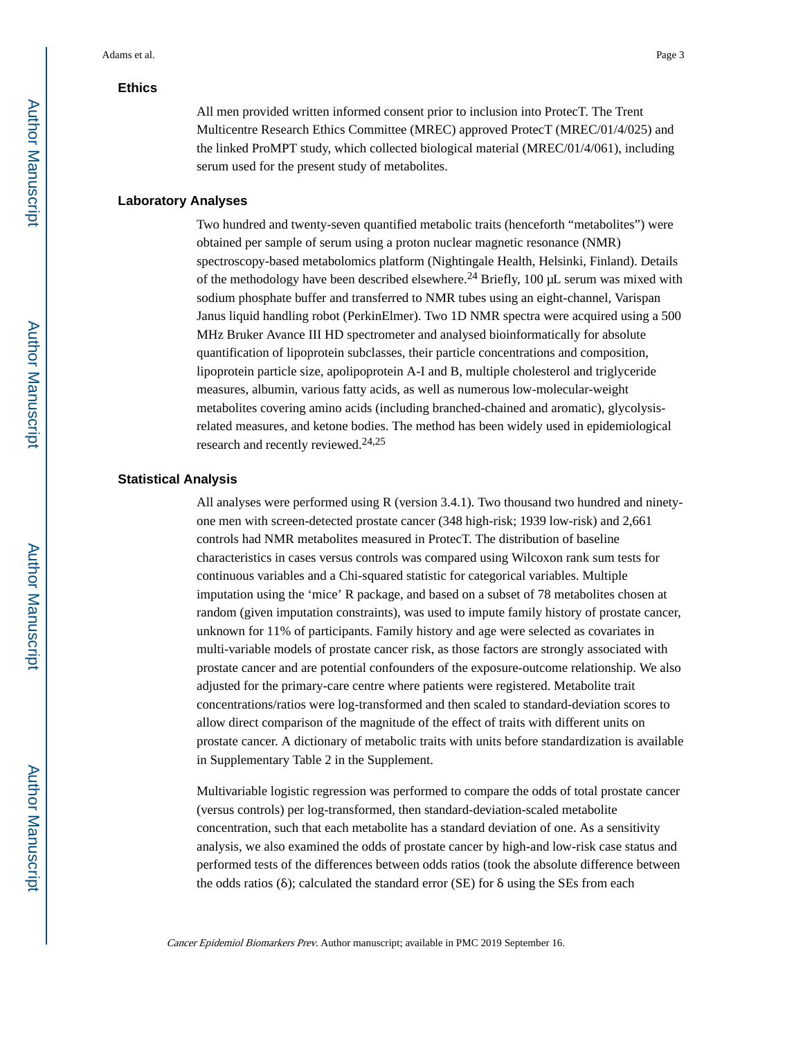### Ethics

All men provided written informed consent prior to inclusion into ProtecT. The Trent Multicentre Research Ethics Committee (MREC) approved ProtecT (MREC/01/4/025) and the linked ProMPT study, which collected biological material (MREC/01/4/061), including serum used for the present study of metabolites.

### Laboratory Analyses

Two hundred and twenty-seven quantified metabolic traits (henceforth “metabolites”) were obtained per sample of serum using a proton nuclear magnetic resonance (NMR) spectroscopy-based metabolomics platform (Nightingale Health, Helsinki, Finland). Details of the methodology have been described elsewhere.[24] Briefly, 100 μL serum was mixed with sodium phosphate buffer and transferred to NMR tubes using an eight-channel, Varispan Janus liquid handling robot (PerkinElmer). Two 1D NMR spectra were acquired using a 500 MHz Bruker Avance III HD spectrometer and analysed bioinformatically for absolute quantification of lipoprotein subclasses, their particle concentrations and composition, lipoprotein particle size, apolipoprotein A-I and B, multiple cholesterol and triglyceride measures, albumin, various fatty acids, as well as numerous low-molecular-weight metabolites covering amino acids (including branched-chained and aromatic), glycolysis-related measures, and ketone bodies. The method has been widely used in epidemiological research and recently reviewed.[24,25]

### Statistical Analysis

All analyses were performed using R (version 3.4.1). Two thousand two hundred and ninety-one men with screen-detected prostate cancer (348 high-risk; 1939 low-risk) and 2,661 controls had NMR metabolites measured in ProtecT. The distribution of baseline characteristics in cases versus controls was compared using Wilcoxon rank sum tests for continuous variables and a Chi-squared statistic for categorical variables. Multiple imputation using the ‘mice’ R package, and based on a subset of 78 metabolites chosen at random (given imputation constraints), was used to impute family history of prostate cancer, unknown for 11% of participants. Family history and age were selected as covariates in multi-variable models of prostate cancer risk, as those factors are strongly associated with prostate cancer and are potential confounders of the exposure-outcome relationship. We also adjusted for the primary-care centre where patients were registered. Metabolite trait concentrations/ratios were log-transformed and then scaled to standard-deviation scores to allow direct comparison of the magnitude of the effect of traits with different units on prostate cancer. A dictionary of metabolic traits with units before standardization is available in Supplementary Table 2 in the Supplement.

Multivariable logistic regression was performed to compare the odds of total prostate cancer (versus controls) per log-transformed, then standard-deviation-scaled metabolite concentration, such that each metabolite has a standard deviation of one. As a sensitivity analysis, we also examined the odds of prostate cancer by high-and low-risk case status and performed tests of the differences between odds ratios (took the absolute difference between the odds ratios ($\delta$); calculated the standard error (SE) for $\delta$ using the SEs from each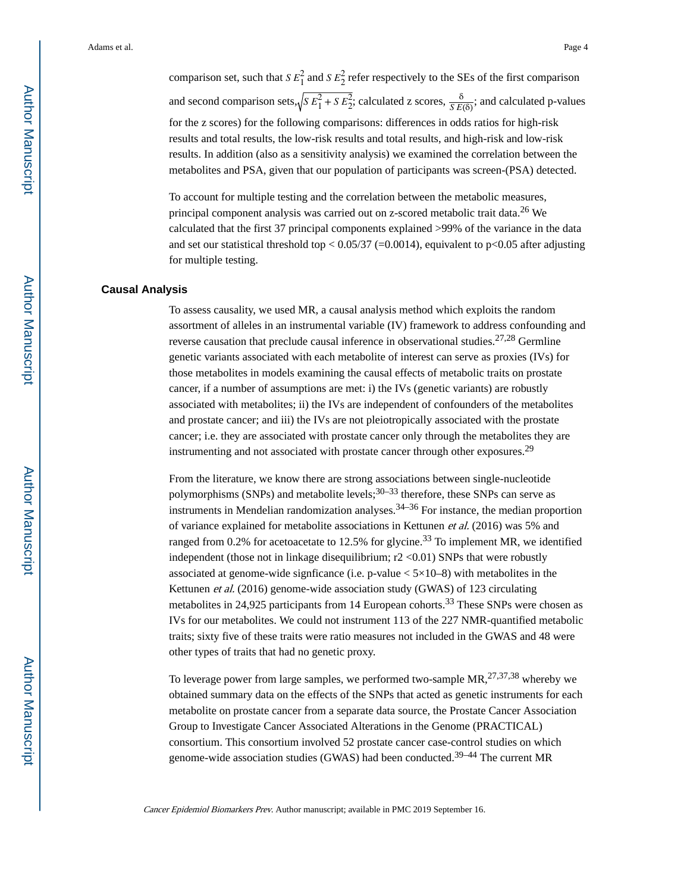comparison set, such that $SE_1^2$ and $SE_2^2$ refer respectively to the SEs of the first comparison and second comparison sets, $\sqrt{SE_1^2 + SE_2^2}$; calculated z scores, $\frac{\delta}{SE(\delta)}$; and calculated p-values for the z scores) for the following comparisons: differences in odds ratios for high-risk results and total results, the low-risk results and total results, and high-risk and low-risk results. In addition (also as a sensitivity analysis) we examined the correlation between the metabolites and PSA, given that our population of participants was screen-(PSA) detected.

To account for multiple testing and the correlation between the metabolic measures, principal component analysis was carried out on z-scored metabolic trait data.[26] We calculated that the first 37 principal components explained >99% of the variance in the data and set our statistical threshold top < 0.05/37 (=0.0014), equivalent to p<0.05 after adjusting for multiple testing.

## Causal Analysis

To assess causality, we used MR, a causal analysis method which exploits the random assortment of alleles in an instrumental variable (IV) framework to address confounding and reverse causation that preclude causal inference in observational studies.[27,28] Germline genetic variants associated with each metabolite of interest can serve as proxies (IVs) for those metabolites in models examining the causal effects of metabolic traits on prostate cancer, if a number of assumptions are met: i) the IVs (genetic variants) are robustly associated with metabolites; ii) the IVs are independent of confounders of the metabolites and prostate cancer; and iii) the IVs are not pleiotropically associated with the prostate cancer; i.e. they are associated with prostate cancer only through the metabolites they are instrumenting and not associated with prostate cancer through other exposures.[29]

From the literature, we know there are strong associations between single-nucleotide polymorphisms (SNPs) and metabolite levels;[30–33] therefore, these SNPs can serve as instruments in Mendelian randomization analyses.[34–36] For instance, the median proportion of variance explained for metabolite associations in Kettunen *et al.* (2016) was 5% and ranged from 0.2% for acetoacetate to 12.5% for glycine.[33] To implement MR, we identified independent (those not in linkage disequilibrium; r2 <0.01) SNPs that were robustly associated at genome-wide signficance (i.e. p-value < 5×10–8) with metabolites in the Kettunen *et al.* (2016) genome-wide association study (GWAS) of 123 circulating metabolites in 24,925 participants from 14 European cohorts.[33] These SNPs were chosen as IVs for our metabolites. We could not instrument 113 of the 227 NMR-quantified metabolic traits; sixty five of these traits were ratio measures not included in the GWAS and 48 were other types of traits that had no genetic proxy.

To leverage power from large samples, we performed two-sample MR,[27,37,38] whereby we obtained summary data on the effects of the SNPs that acted as genetic instruments for each metabolite on prostate cancer from a separate data source, the Prostate Cancer Association Group to Investigate Cancer Associated Alterations in the Genome (PRACTICAL) consortium. This consortium involved 52 prostate cancer case-control studies on which genome-wide association studies (GWAS) had been conducted.[39–44] The current MR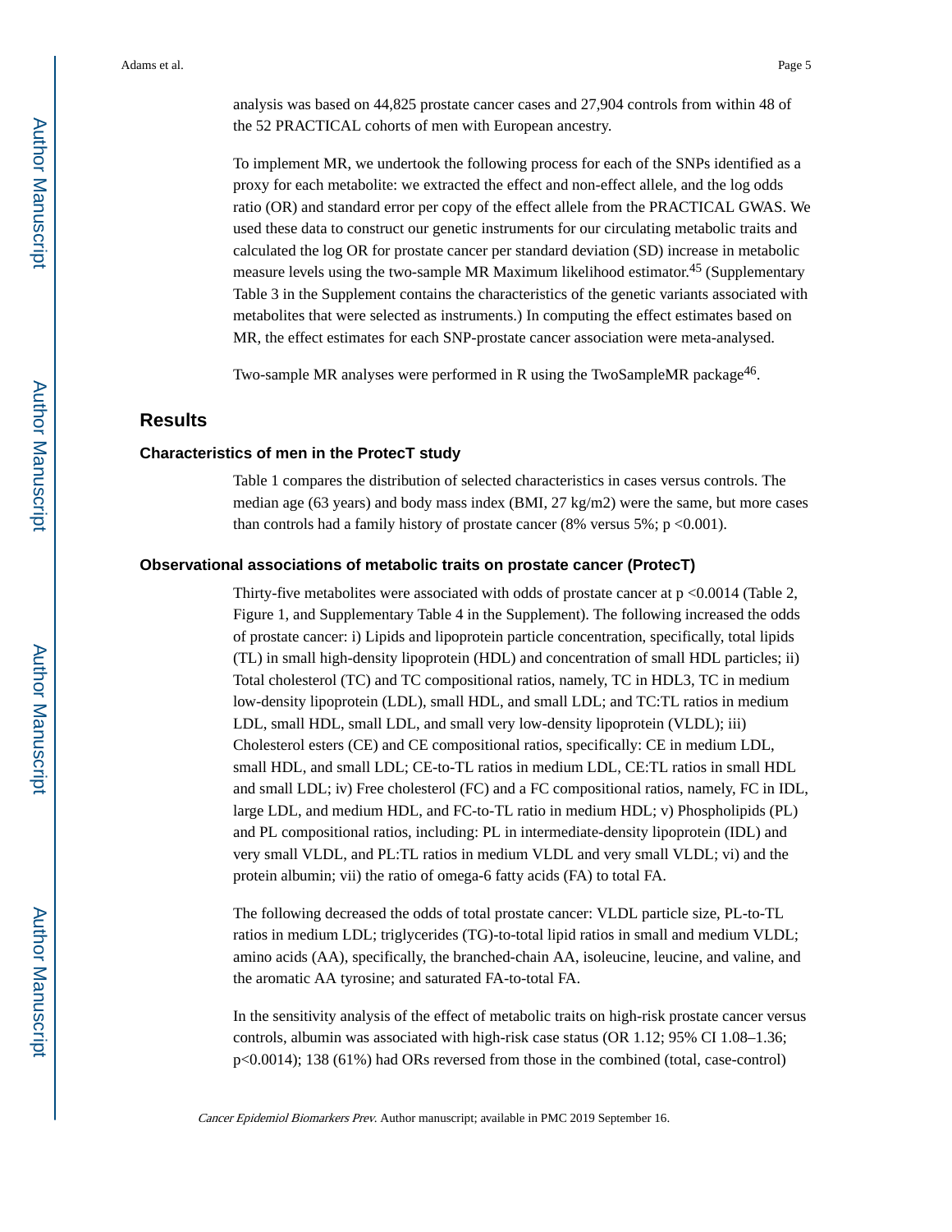analysis was based on 44,825 prostate cancer cases and 27,904 controls from within 48 of the 52 PRACTICAL cohorts of men with European ancestry.

To implement MR, we undertook the following process for each of the SNPs identified as a proxy for each metabolite: we extracted the effect and non-effect allele, and the log odds ratio (OR) and standard error per copy of the effect allele from the PRACTICAL GWAS. We used these data to construct our genetic instruments for our circulating metabolic traits and calculated the log OR for prostate cancer per standard deviation (SD) increase in metabolic measure levels using the two-sample MR Maximum likelihood estimator.[45] (Supplementary Table 3 in the Supplement contains the characteristics of the genetic variants associated with metabolites that were selected as instruments.) In computing the effect estimates based on MR, the effect estimates for each SNP-prostate cancer association were meta-analysed.

Two-sample MR analyses were performed in R using the TwoSampleMR package[46].

## Results

### Characteristics of men in the ProtecT study

Table 1 compares the distribution of selected characteristics in cases versus controls. The median age (63 years) and body mass index (BMI, 27 kg/m2) were the same, but more cases than controls had a family history of prostate cancer (8% versus 5%; p <0.001).

### Observational associations of metabolic traits on prostate cancer (ProtecT)

Thirty-five metabolites were associated with odds of prostate cancer at p <0.0014 (Table 2, Figure 1, and Supplementary Table 4 in the Supplement). The following increased the odds of prostate cancer: i) Lipids and lipoprotein particle concentration, specifically, total lipids (TL) in small high-density lipoprotein (HDL) and concentration of small HDL particles; ii) Total cholesterol (TC) and TC compositional ratios, namely, TC in HDL3, TC in medium low-density lipoprotein (LDL), small HDL, and small LDL; and TC:TL ratios in medium LDL, small HDL, small LDL, and small very low-density lipoprotein (VLDL); iii) Cholesterol esters (CE) and CE compositional ratios, specifically: CE in medium LDL, small HDL, and small LDL; CE-to-TL ratios in medium LDL, CE:TL ratios in small HDL and small LDL; iv) Free cholesterol (FC) and a FC compositional ratios, namely, FC in IDL, large LDL, and medium HDL, and FC-to-TL ratio in medium HDL; v) Phospholipids (PL) and PL compositional ratios, including: PL in intermediate-density lipoprotein (IDL) and very small VLDL, and PL:TL ratios in medium VLDL and very small VLDL; vi) and the protein albumin; vii) the ratio of omega-6 fatty acids (FA) to total FA.

The following decreased the odds of total prostate cancer: VLDL particle size, PL-to-TL ratios in medium LDL; triglycerides (TG)-to-total lipid ratios in small and medium VLDL; amino acids (AA), specifically, the branched-chain AA, isoleucine, leucine, and valine, and the aromatic AA tyrosine; and saturated FA-to-total FA.

In the sensitivity analysis of the effect of metabolic traits on high-risk prostate cancer versus controls, albumin was associated with high-risk case status (OR 1.12; 95% CI 1.08–1.36; p<0.0014); 138 (61%) had ORs reversed from those in the combined (total, case-control)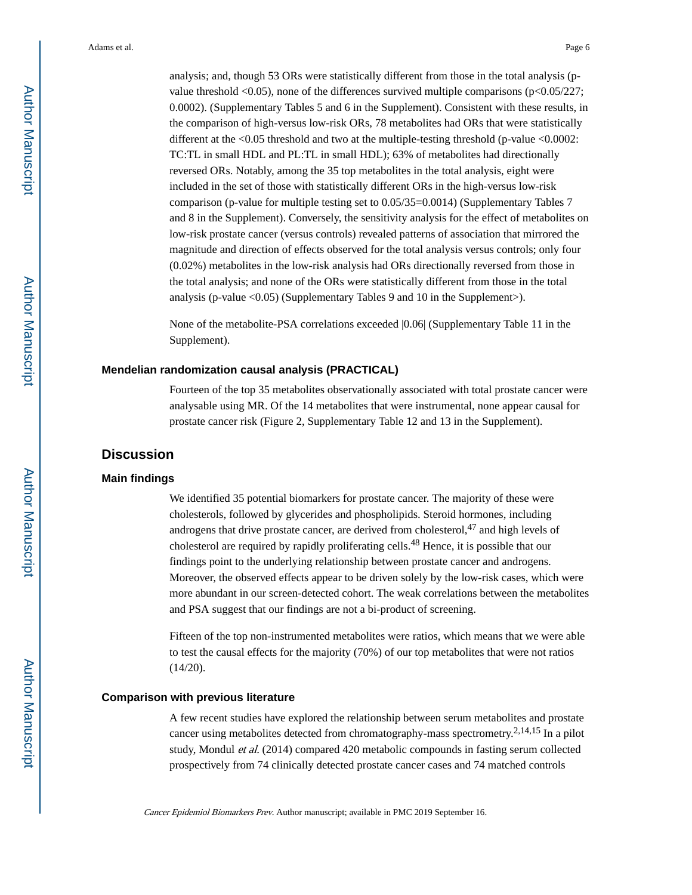analysis; and, though 53 ORs were statistically different from those in the total analysis (p-value threshold <0.05), none of the differences survived multiple comparisons (p<0.05/227; 0.0002). (Supplementary Tables 5 and 6 in the Supplement). Consistent with these results, in the comparison of high-versus low-risk ORs, 78 metabolites had ORs that were statistically different at the <0.05 threshold and two at the multiple-testing threshold (p-value <0.0002: TC:TL in small HDL and PL:TL in small HDL); 63% of metabolites had directionally reversed ORs. Notably, among the 35 top metabolites in the total analysis, eight were included in the set of those with statistically different ORs in the high-versus low-risk comparison (p-value for multiple testing set to 0.05/35=0.0014) (Supplementary Tables 7 and 8 in the Supplement). Conversely, the sensitivity analysis for the effect of metabolites on low-risk prostate cancer (versus controls) revealed patterns of association that mirrored the magnitude and direction of effects observed for the total analysis versus controls; only four (0.02%) metabolites in the low-risk analysis had ORs directionally reversed from those in the total analysis; and none of the ORs were statistically different from those in the total analysis (p-value <0.05) (Supplementary Tables 9 and 10 in the Supplement>).

None of the metabolite-PSA correlations exceeded |0.06| (Supplementary Table 11 in the Supplement).

### Mendelian randomization causal analysis (PRACTICAL)

Fourteen of the top 35 metabolites observationally associated with total prostate cancer were analysable using MR. Of the 14 metabolites that were instrumental, none appear causal for prostate cancer risk (Figure 2, Supplementary Table 12 and 13 in the Supplement).

## Discussion

### Main findings

We identified 35 potential biomarkers for prostate cancer. The majority of these were cholesterols, followed by glycerides and phospholipids. Steroid hormones, including androgens that drive prostate cancer, are derived from cholesterol,[47] and high levels of cholesterol are required by rapidly proliferating cells.[48] Hence, it is possible that our findings point to the underlying relationship between prostate cancer and androgens. Moreover, the observed effects appear to be driven solely by the low-risk cases, which were more abundant in our screen-detected cohort. The weak correlations between the metabolites and PSA suggest that our findings are not a bi-product of screening.

Fifteen of the top non-instrumented metabolites were ratios, which means that we were able to test the causal effects for the majority (70%) of our top metabolites that were not ratios (14/20).

### Comparison with previous literature

A few recent studies have explored the relationship between serum metabolites and prostate cancer using metabolites detected from chromatography-mass spectrometry.[2,14,15] In a pilot study, Mondul *et al.* (2014) compared 420 metabolic compounds in fasting serum collected prospectively from 74 clinically detected prostate cancer cases and 74 matched controls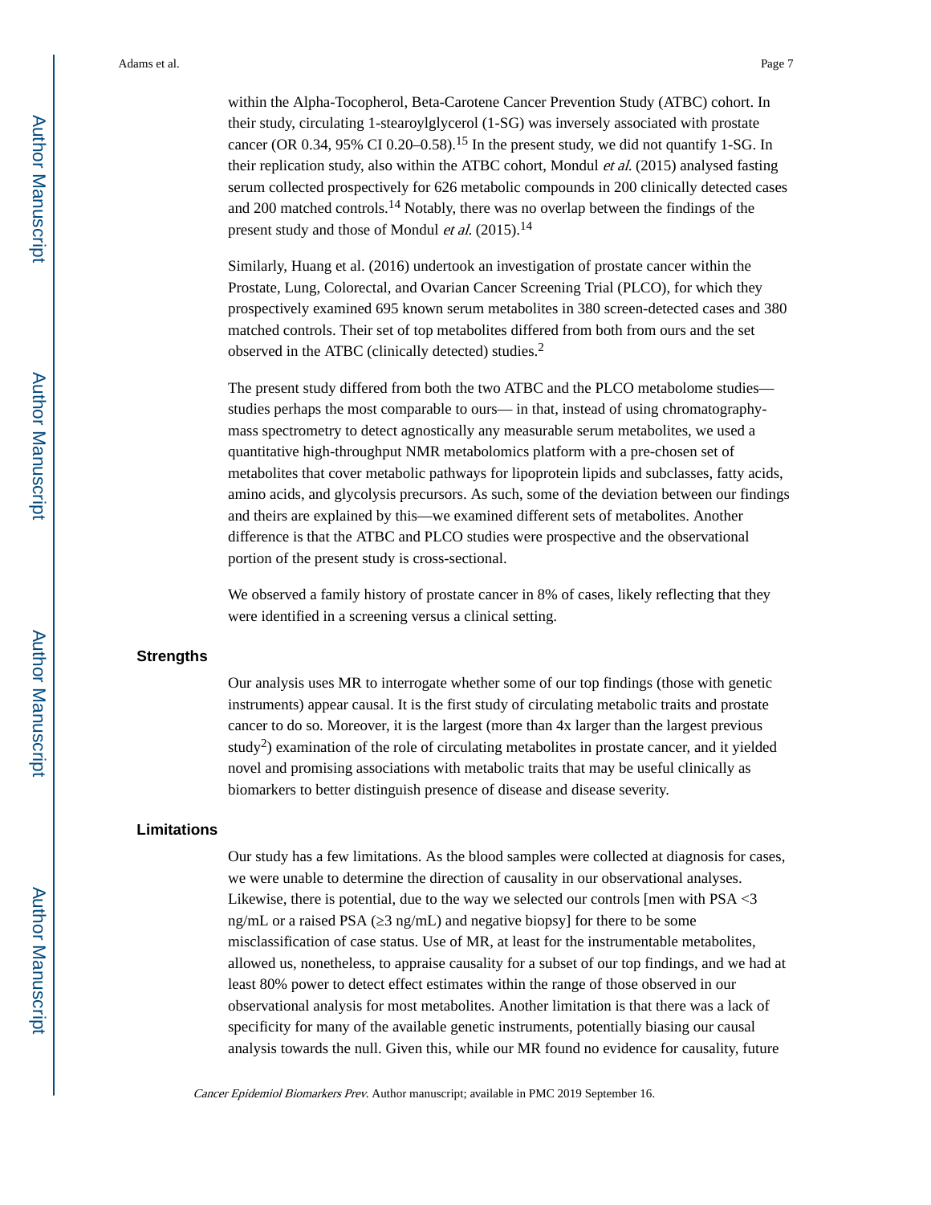within the Alpha-Tocopherol, Beta-Carotene Cancer Prevention Study (ATBC) cohort. In their study, circulating 1-stearoylglycerol (1-SG) was inversely associated with prostate cancer (OR 0.34, 95% CI 0.20–0.58).[15] In the present study, we did not quantify 1-SG. In their replication study, also within the ATBC cohort, Mondul *et al.* (2015) analysed fasting serum collected prospectively for 626 metabolic compounds in 200 clinically detected cases and 200 matched controls.[14] Notably, there was no overlap between the findings of the present study and those of Mondul *et al.* (2015).[14]

Similarly, Huang et al. (2016) undertook an investigation of prostate cancer within the Prostate, Lung, Colorectal, and Ovarian Cancer Screening Trial (PLCO), for which they prospectively examined 695 known serum metabolites in 380 screen-detected cases and 380 matched controls. Their set of top metabolites differed from both from ours and the set observed in the ATBC (clinically detected) studies.[2]

The present study differed from both the two ATBC and the PLCO metabolome studies—studies perhaps the most comparable to ours— in that, instead of using chromatography-mass spectrometry to detect agnostically any measurable serum metabolites, we used a quantitative high-throughput NMR metabolomics platform with a pre-chosen set of metabolites that cover metabolic pathways for lipoprotein lipids and subclasses, fatty acids, amino acids, and glycolysis precursors. As such, some of the deviation between our findings and theirs are explained by this—we examined different sets of metabolites. Another difference is that the ATBC and PLCO studies were prospective and the observational portion of the present study is cross-sectional.

We observed a family history of prostate cancer in 8% of cases, likely reflecting that they were identified in a screening versus a clinical setting.

### Strengths

Our analysis uses MR to interrogate whether some of our top findings (those with genetic instruments) appear causal. It is the first study of circulating metabolic traits and prostate cancer to do so. Moreover, it is the largest (more than 4x larger than the largest previous study[2]) examination of the role of circulating metabolites in prostate cancer, and it yielded novel and promising associations with metabolic traits that may be useful clinically as biomarkers to better distinguish presence of disease and disease severity.

### Limitations

Our study has a few limitations. As the blood samples were collected at diagnosis for cases, we were unable to determine the direction of causality in our observational analyses. Likewise, there is potential, due to the way we selected our controls [men with PSA <3 ng/mL or a raised PSA (≥3 ng/mL) and negative biopsy] for there to be some misclassification of case status. Use of MR, at least for the instrumentable metabolites, allowed us, nonetheless, to appraise causality for a subset of our top findings, and we had at least 80% power to detect effect estimates within the range of those observed in our observational analysis for most metabolites. Another limitation is that there was a lack of specificity for many of the available genetic instruments, potentially biasing our causal analysis towards the null. Given this, while our MR found no evidence for causality, future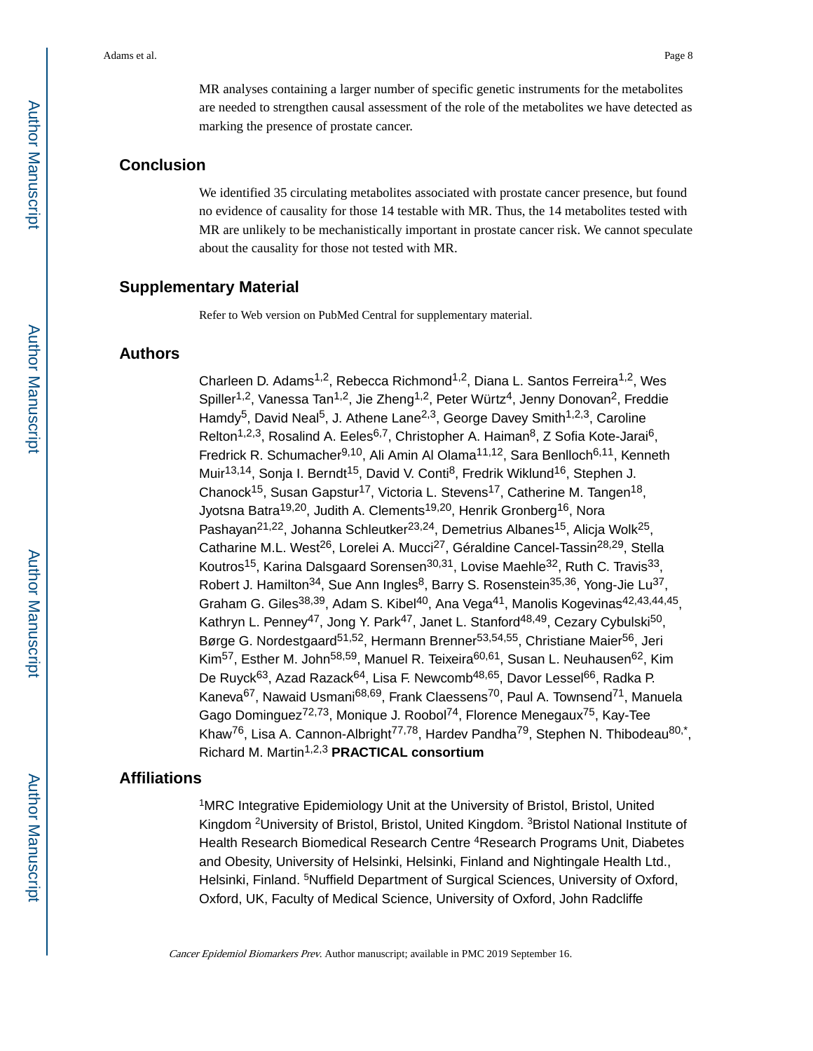MR analyses containing a larger number of specific genetic instruments for the metabolites are needed to strengthen causal assessment of the role of the metabolites we have detected as marking the presence of prostate cancer.

## Conclusion

We identified 35 circulating metabolites associated with prostate cancer presence, but found no evidence of causality for those 14 testable with MR. Thus, the 14 metabolites tested with MR are unlikely to be mechanistically important in prostate cancer risk. We cannot speculate about the causality for those not tested with MR.

## Supplementary Material

Refer to Web version on PubMed Central for supplementary material.

## Authors

Charleen D. Adams[1,2], Rebecca Richmond[1,2], Diana L. Santos Ferreira[1,2], Wes Spiller[1,2], Vanessa Tan[1,2], Jie Zheng[1,2], Peter Würtz[4], Jenny Donovan[2], Freddie Hamdy[5], David Neal[5], J. Athene Lane[2,3], George Davey Smith[1,2,3], Caroline Relton[1,2,3], Rosalind A. Eeles[6,7], Christopher A. Haiman[8], Z Sofia Kote-Jarai[6], Fredrick R. Schumacher[9,10], Ali Amin Al Olama[11,12], Sara Benlloch[6,11], Kenneth Muir[13,14], Sonja I. Berndt[15], David V. Conti[8], Fredrik Wiklund[16], Stephen J. Chanock[15], Susan Gapstur[17], Victoria L. Stevens[17], Catherine M. Tangen[18], Jyotsna Batra[19,20], Judith A. Clements[19,20], Henrik Gronberg[16], Nora Pashayan[21,22], Johanna Schleutker[23,24], Demetrius Albanes[15], Alicja Wolk[25], Catharine M.L. West[26], Lorelei A. Mucci[27], Géraldine Cancel-Tassin[28,29], Stella Koutros[15], Karina Dalsgaard Sorensen[30,31], Lovise Maehle[32], Ruth C. Travis[33], Robert J. Hamilton[34], Sue Ann Ingles[8], Barry S. Rosenstein[35,36], Yong-Jie Lu[37], Graham G. Giles[38,39], Adam S. Kibel[40], Ana Vega[41], Manolis Kogevinas[42,43,44,45], Kathryn L. Penney[47], Jong Y. Park[47], Janet L. Stanford[48,49], Cezary Cybulski[50], Børge G. Nordestgaard[51,52], Hermann Brenner[53,54,55], Christiane Maier[56], Jeri Kim[57], Esther M. John[58,59], Manuel R. Teixeira[60,61], Susan L. Neuhausen[62], Kim De Ruyck[63], Azad Razack[64], Lisa F. Newcomb[48,65], Davor Lessel[66], Radka P. Kaneva[67], Nawaid Usmani[68,69], Frank Claessens[70], Paul A. Townsend[71], Manuela Gago Dominguez[72,73], Monique J. Roobol[74], Florence Menegaux[75], Kay-Tee Khaw[76], Lisa A. Cannon-Albright[77,78], Hardev Pandha[79], Stephen N. Thibodeau[80,*], Richard M. Martin[1,2,3] **PRACTICAL consortium**

## Affiliations

[1]MRC Integrative Epidemiology Unit at the University of Bristol, Bristol, United Kingdom [2]University of Bristol, Bristol, United Kingdom. [3]Bristol National Institute of Health Research Biomedical Research Centre [4]Research Programs Unit, Diabetes and Obesity, University of Helsinki, Helsinki, Finland and Nightingale Health Ltd., Helsinki, Finland. [5]Nuffield Department of Surgical Sciences, University of Oxford, Oxford, UK, Faculty of Medical Science, University of Oxford, John Radcliffe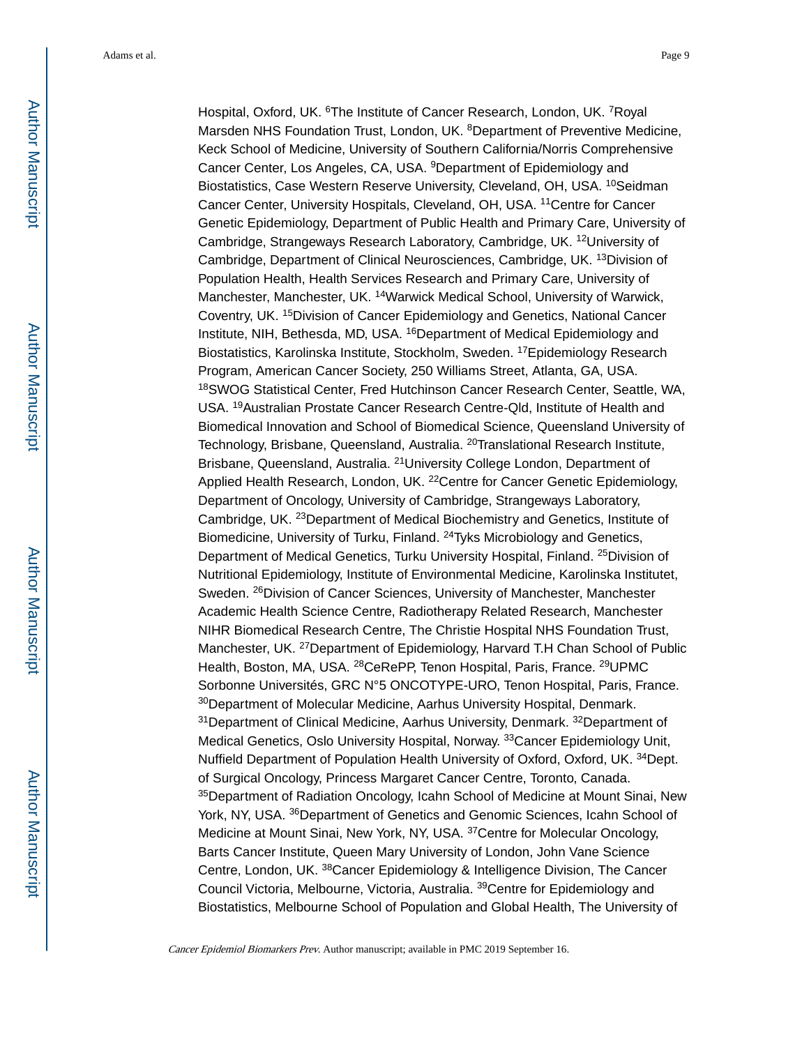Hospital, Oxford, UK. [6]The Institute of Cancer Research, London, UK. [7]Royal Marsden NHS Foundation Trust, London, UK. [8]Department of Preventive Medicine, Keck School of Medicine, University of Southern California/Norris Comprehensive Cancer Center, Los Angeles, CA, USA. [9]Department of Epidemiology and Biostatistics, Case Western Reserve University, Cleveland, OH, USA. [10]Seidman Cancer Center, University Hospitals, Cleveland, OH, USA. [11]Centre for Cancer Genetic Epidemiology, Department of Public Health and Primary Care, University of Cambridge, Strangeways Research Laboratory, Cambridge, UK. [12]University of Cambridge, Department of Clinical Neurosciences, Cambridge, UK. [13]Division of Population Health, Health Services Research and Primary Care, University of Manchester, Manchester, UK. [14]Warwick Medical School, University of Warwick, Coventry, UK. [15]Division of Cancer Epidemiology and Genetics, National Cancer Institute, NIH, Bethesda, MD, USA. [16]Department of Medical Epidemiology and Biostatistics, Karolinska Institute, Stockholm, Sweden. [17]Epidemiology Research Program, American Cancer Society, 250 Williams Street, Atlanta, GA, USA. [18]SWOG Statistical Center, Fred Hutchinson Cancer Research Center, Seattle, WA, USA. [19]Australian Prostate Cancer Research Centre-Qld, Institute of Health and Biomedical Innovation and School of Biomedical Science, Queensland University of Technology, Brisbane, Queensland, Australia. [20]Translational Research Institute, Brisbane, Queensland, Australia. [21]University College London, Department of Applied Health Research, London, UK. [22]Centre for Cancer Genetic Epidemiology, Department of Oncology, University of Cambridge, Strangeways Laboratory, Cambridge, UK. [23]Department of Medical Biochemistry and Genetics, Institute of Biomedicine, University of Turku, Finland. [24]Tyks Microbiology and Genetics, Department of Medical Genetics, Turku University Hospital, Finland. [25]Division of Nutritional Epidemiology, Institute of Environmental Medicine, Karolinska Institutet, Sweden. [26]Division of Cancer Sciences, University of Manchester, Manchester Academic Health Science Centre, Radiotherapy Related Research, Manchester NIHR Biomedical Research Centre, The Christie Hospital NHS Foundation Trust, Manchester, UK. [27]Department of Epidemiology, Harvard T.H Chan School of Public Health, Boston, MA, USA. [28]CeRePP, Tenon Hospital, Paris, France. [29]UPMC Sorbonne Universités, GRC N°5 ONCOTYPE-URO, Tenon Hospital, Paris, France. [30]Department of Molecular Medicine, Aarhus University Hospital, Denmark. [31]Department of Clinical Medicine, Aarhus University, Denmark. [32]Department of Medical Genetics, Oslo University Hospital, Norway. [33]Cancer Epidemiology Unit, Nuffield Department of Population Health University of Oxford, Oxford, UK. [34]Dept. of Surgical Oncology, Princess Margaret Cancer Centre, Toronto, Canada. [35]Department of Radiation Oncology, Icahn School of Medicine at Mount Sinai, New York, NY, USA. [36]Department of Genetics and Genomic Sciences, Icahn School of Medicine at Mount Sinai, New York, NY, USA. [37]Centre for Molecular Oncology, Barts Cancer Institute, Queen Mary University of London, John Vane Science Centre, London, UK. [38]Cancer Epidemiology & Intelligence Division, The Cancer Council Victoria, Melbourne, Victoria, Australia. [39]Centre for Epidemiology and Biostatistics, Melbourne School of Population and Global Health, The University of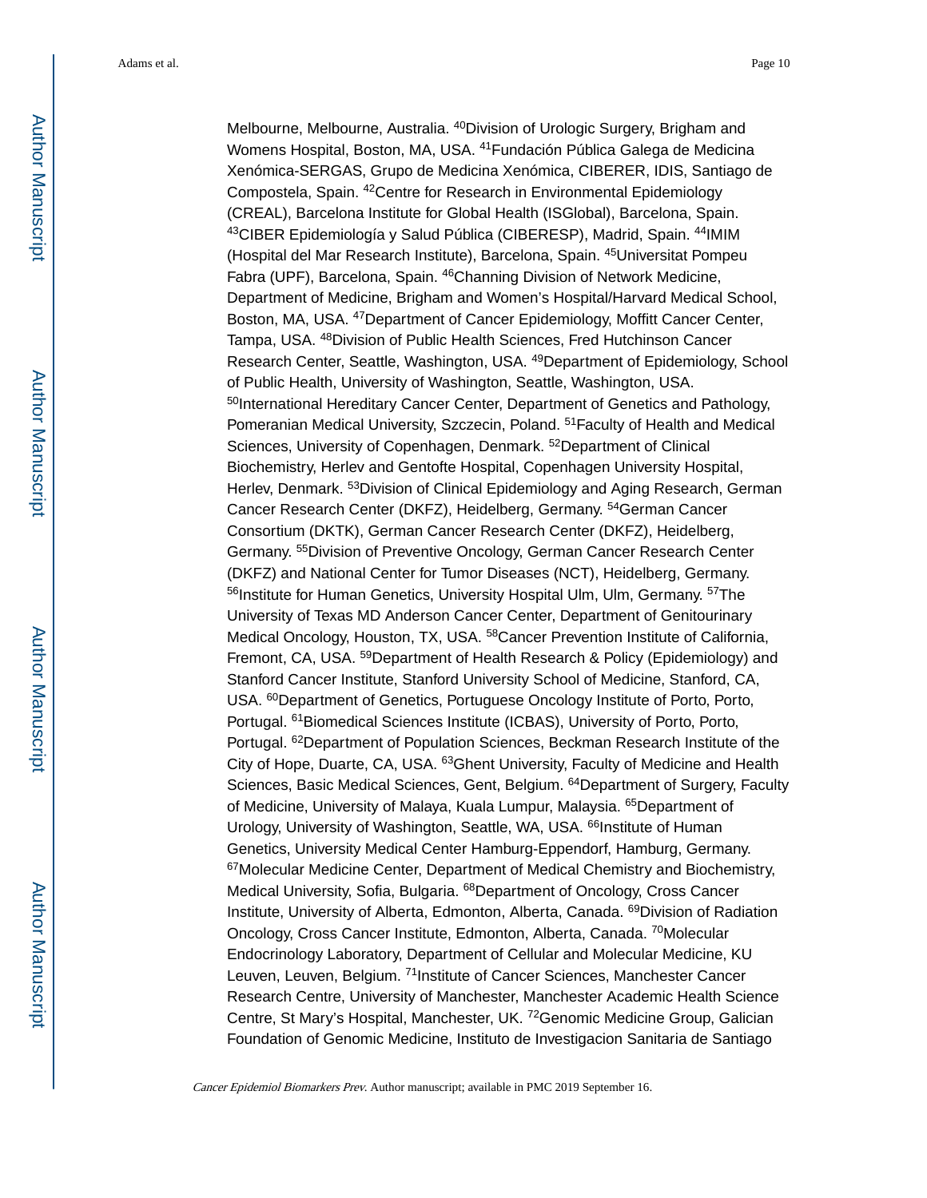Melbourne, Melbourne, Australia. [40]Division of Urologic Surgery, Brigham and Womens Hospital, Boston, MA, USA. [41]Fundación Pública Galega de Medicina Xenómica-SERGAS, Grupo de Medicina Xenómica, CIBERER, IDIS, Santiago de Compostela, Spain. [42]Centre for Research in Environmental Epidemiology (CREAL), Barcelona Institute for Global Health (ISGlobal), Barcelona, Spain. [43]CIBER Epidemiología y Salud Pública (CIBERESP), Madrid, Spain. [44]IMIM (Hospital del Mar Research Institute), Barcelona, Spain. [45]Universitat Pompeu Fabra (UPF), Barcelona, Spain. [46]Channing Division of Network Medicine, Department of Medicine, Brigham and Women's Hospital/Harvard Medical School, Boston, MA, USA. [47]Department of Cancer Epidemiology, Moffitt Cancer Center, Tampa, USA. [48]Division of Public Health Sciences, Fred Hutchinson Cancer Research Center, Seattle, Washington, USA. [49]Department of Epidemiology, School of Public Health, University of Washington, Seattle, Washington, USA. [50]International Hereditary Cancer Center, Department of Genetics and Pathology, Pomeranian Medical University, Szczecin, Poland. [51]Faculty of Health and Medical Sciences, University of Copenhagen, Denmark. [52]Department of Clinical Biochemistry, Herlev and Gentofte Hospital, Copenhagen University Hospital, Herlev, Denmark. [53]Division of Clinical Epidemiology and Aging Research, German Cancer Research Center (DKFZ), Heidelberg, Germany. [54]German Cancer Consortium (DKTK), German Cancer Research Center (DKFZ), Heidelberg, Germany. [55]Division of Preventive Oncology, German Cancer Research Center (DKFZ) and National Center for Tumor Diseases (NCT), Heidelberg, Germany. [56]Institute for Human Genetics, University Hospital Ulm, Ulm, Germany. [57]The University of Texas MD Anderson Cancer Center, Department of Genitourinary Medical Oncology, Houston, TX, USA. [58]Cancer Prevention Institute of California, Fremont, CA, USA. [59]Department of Health Research & Policy (Epidemiology) and Stanford Cancer Institute, Stanford University School of Medicine, Stanford, CA, USA. [60]Department of Genetics, Portuguese Oncology Institute of Porto, Porto, Portugal. [61]Biomedical Sciences Institute (ICBAS), University of Porto, Porto, Portugal. [62]Department of Population Sciences, Beckman Research Institute of the City of Hope, Duarte, CA, USA. [63]Ghent University, Faculty of Medicine and Health Sciences, Basic Medical Sciences, Gent, Belgium. [64]Department of Surgery, Faculty of Medicine, University of Malaya, Kuala Lumpur, Malaysia. [65]Department of Urology, University of Washington, Seattle, WA, USA. [66]Institute of Human Genetics, University Medical Center Hamburg-Eppendorf, Hamburg, Germany. [67]Molecular Medicine Center, Department of Medical Chemistry and Biochemistry, Medical University, Sofia, Bulgaria. [68]Department of Oncology, Cross Cancer Institute, University of Alberta, Edmonton, Alberta, Canada. [69]Division of Radiation Oncology, Cross Cancer Institute, Edmonton, Alberta, Canada. [70]Molecular Endocrinology Laboratory, Department of Cellular and Molecular Medicine, KU Leuven, Leuven, Belgium. [71]Institute of Cancer Sciences, Manchester Cancer Research Centre, University of Manchester, Manchester Academic Health Science Centre, St Mary's Hospital, Manchester, UK. [72]Genomic Medicine Group, Galician Foundation of Genomic Medicine, Instituto de Investigacion Sanitaria de Santiago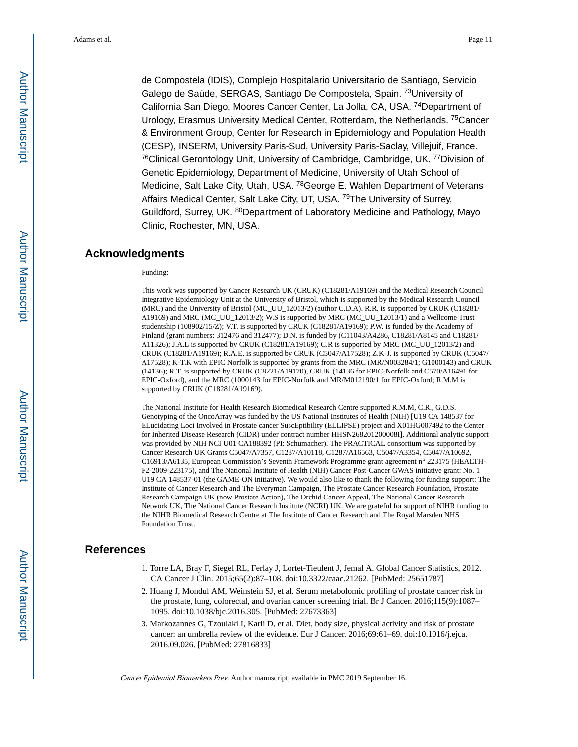de Compostela (IDIS), Complejo Hospitalario Universitario de Santiago, Servicio Galego de Saúde, SERGAS, Santiago De Compostela, Spain. [73]University of California San Diego, Moores Cancer Center, La Jolla, CA, USA. [74]Department of Urology, Erasmus University Medical Center, Rotterdam, the Netherlands. [75]Cancer & Environment Group, Center for Research in Epidemiology and Population Health (CESP), INSERM, University Paris-Sud, University Paris-Saclay, Villejuif, France. [76]Clinical Gerontology Unit, University of Cambridge, Cambridge, UK. [77]Division of Genetic Epidemiology, Department of Medicine, University of Utah School of Medicine, Salt Lake City, Utah, USA. [78]George E. Wahlen Department of Veterans Affairs Medical Center, Salt Lake City, UT, USA. [79]The University of Surrey, Guildford, Surrey, UK. [80]Department of Laboratory Medicine and Pathology, Mayo Clinic, Rochester, MN, USA.

## Acknowledgments

Funding:

This work was supported by Cancer Research UK (CRUK) (C18281/A19169) and the Medical Research Council Integrative Epidemiology Unit at the University of Bristol, which is supported by the Medical Research Council (MRC) and the University of Bristol (MC_UU_12013/2) (author C.D.A). R.R. is supported by CRUK (C18281/A19169) and MRC (MC_UU_12013/2); W.S is supported by MRC (MC_UU_12013/1) and a Wellcome Trust studentship (108902/15/Z); V.T. is supported by CRUK (C18281/A19169); P.W. is funded by the Academy of Finland (grant numbers: 312476 and 312477); D.N. is funded by (C11043/A4286, C18281/A8145 and C18281/A11326); J.A.L is supported by CRUK (C18281/A19169); C.R is supported by MRC (MC_UU_12013/2) and CRUK (C18281/A19169); R.A.E. is supported by CRUK (C5047/A17528); Z.K-J. is supported by CRUK (C5047/A17528); K-T.K with EPIC Norfolk is supported by grants from the MRC (MR/N003284/1; G1000143) and CRUK (14136); R.T. is supported by CRUK (C8221/A19170), CRUK (14136 for EPIC-Norfolk and C570/A16491 for EPIC-Oxford), and the MRC (1000143 for EPIC-Norfolk and MR/M012190/1 for EPIC-Oxford; R.M.M is supported by CRUK (C18281/A19169).

The National Institute for Health Research Biomedical Research Centre supported R.M.M, C.R., G.D.S. Genotyping of the OncoArray was funded by the US National Institutes of Health (NIH) [U19 CA 148537 for ELucidating Loci Involved in Prostate cancer SuscEptibility (ELLIPSE) project and X01HG007492 to the Center for Inherited Disease Research (CIDR) under contract number HHSN268201200008I]. Additional analytic support was provided by NIH NCI U01 CA188392 (PI: Schumacher). The PRACTICAL consortium was supported by Cancer Research UK Grants C5047/A7357, C1287/A10118, C1287/A16563, C5047/A3354, C5047/A10692, C16913/A6135, European Commission's Seventh Framework Programme grant agreement n° 223175 (HEALTH-F2-2009-223175), and The National Institute of Health (NIH) Cancer Post-Cancer GWAS initiative grant: No. 1 U19 CA 148537-01 (the GAME-ON initiative). We would also like to thank the following for funding support: The Institute of Cancer Research and The Everyman Campaign, The Prostate Cancer Research Foundation, Prostate Research Campaign UK (now Prostate Action), The Orchid Cancer Appeal, The National Cancer Research Network UK, The National Cancer Research Institute (NCRI) UK. We are grateful for support of NIHR funding to the NIHR Biomedical Research Centre at The Institute of Cancer Research and The Royal Marsden NHS Foundation Trust.

## References

1. Torre LA, Bray F, Siegel RL, Ferlay J, Lortet-Tieulent J, Jemal A. Global Cancer Statistics, 2012. CA Cancer J Clin. 2015;65(2):87–108. doi:10.3322/caac.21262. [PubMed: 25651787]
2. Huang J, Mondul AM, Weinstein SJ, et al. Serum metabolomic profiling of prostate cancer risk in the prostate, lung, colorectal, and ovarian cancer screening trial. Br J Cancer. 2016;115(9):1087–1095. doi:10.1038/bjc.2016.305. [PubMed: 27673363]
3. Markozannes G, Tzoulaki I, Karli D, et al. Diet, body size, physical activity and risk of prostate cancer: an umbrella review of the evidence. Eur J Cancer. 2016;69:61–69. doi:10.1016/j.ejca.2016.09.026. [PubMed: 27816833]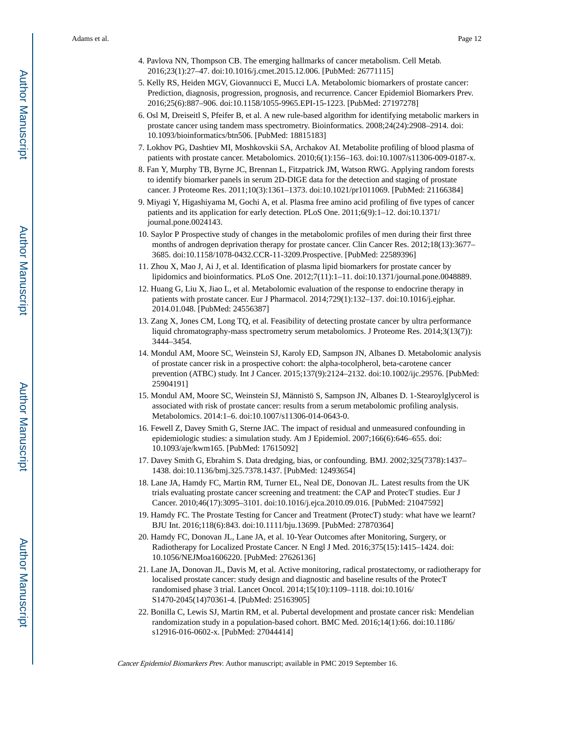4. Pavlova NN, Thompson CB. The emerging hallmarks of cancer metabolism. Cell Metab. 2016;23(1):27–47. doi:10.1016/j.cmet.2015.12.006. [PubMed: 26771115]
5. Kelly RS, Heiden MGV, Giovannucci E, Mucci LA. Metabolomic biomarkers of prostate cancer: Prediction, diagnosis, progression, prognosis, and recurrence. Cancer Epidemiol Biomarkers Prev. 2016;25(6):887–906. doi:10.1158/1055-9965.EPI-15-1223. [PubMed: 27197278]
6. Osl M, Dreiseitl S, Pfeifer B, et al. A new rule-based algorithm for identifying metabolic markers in prostate cancer using tandem mass spectrometry. Bioinformatics. 2008;24(24):2908–2914. doi: 10.1093/bioinformatics/btn506. [PubMed: 18815183]
7. Lokhov PG, Dashtiev MI, Moshkovskii SA, Archakov AI. Metabolite profiling of blood plasma of patients with prostate cancer. Metabolomics. 2010;6(1):156–163. doi:10.1007/s11306-009-0187-x.
8. Fan Y, Murphy TB, Byrne JC, Brennan L, Fitzpatrick JM, Watson RWG. Applying random forests to identify biomarker panels in serum 2D-DIGE data for the detection and staging of prostate cancer. J Proteome Res. 2011;10(3):1361–1373. doi:10.1021/pr1011069. [PubMed: 21166384]
9. Miyagi Y, Higashiyama M, Gochi A, et al. Plasma free amino acid profiling of five types of cancer patients and its application for early detection. PLoS One. 2011;6(9):1–12. doi:10.1371/journal.pone.0024143.
10. Saylor P Prospective study of changes in the metabolomic profiles of men during their first three months of androgen deprivation therapy for prostate cancer. Clin Cancer Res. 2012;18(13):3677–3685. doi:10.1158/1078-0432.CCR-11-3209.Prospective. [PubMed: 22589396]
11. Zhou X, Mao J, Ai J, et al. Identification of plasma lipid biomarkers for prostate cancer by lipidomics and bioinformatics. PLoS One. 2012;7(11):1–11. doi:10.1371/journal.pone.0048889.
12. Huang G, Liu X, Jiao L, et al. Metabolomic evaluation of the response to endocrine therapy in patients with prostate cancer. Eur J Pharmacol. 2014;729(1):132–137. doi:10.1016/j.ejphar.2014.01.048. [PubMed: 24556387]
13. Zang X, Jones CM, Long TQ, et al. Feasibility of detecting prostate cancer by ultra performance liquid chromatography-mass spectrometry serum metabolomics. J Proteome Res. 2014;3(13(7)):3444–3454.
14. Mondul AM, Moore SC, Weinstein SJ, Karoly ED, Sampson JN, Albanes D. Metabolomic analysis of prostate cancer risk in a prospective cohort: the alpha-tocolpherol, beta-carotene cancer prevention (ATBC) study. Int J Cancer. 2015;137(9):2124–2132. doi:10.1002/ijc.29576. [PubMed: 25904191]
15. Mondul AM, Moore SC, Weinstein SJ, Männistö S, Sampson JN, Albanes D. 1-Stearoylglycerol is associated with risk of prostate cancer: results from a serum metabolomic profiling analysis. Metabolomics. 2014:1–6. doi:10.1007/s11306-014-0643-0.
16. Fewell Z, Davey Smith G, Sterne JAC. The impact of residual and unmeasured confounding in epidemiologic studies: a simulation study. Am J Epidemiol. 2007;166(6):646–655. doi: 10.1093/aje/kwm165. [PubMed: 17615092]
17. Davey Smith G, Ebrahim S. Data dredging, bias, or confounding. BMJ. 2002;325(7378):1437–1438. doi:10.1136/bmj.325.7378.1437. [PubMed: 12493654]
18. Lane JA, Hamdy FC, Martin RM, Turner EL, Neal DE, Donovan JL. Latest results from the UK trials evaluating prostate cancer screening and treatment: the CAP and ProtecT studies. Eur J Cancer. 2010;46(17):3095–3101. doi:10.1016/j.ejca.2010.09.016. [PubMed: 21047592]
19. Hamdy FC. The Prostate Testing for Cancer and Treatment (ProtecT) study: what have we learnt? BJU Int. 2016;118(6):843. doi:10.1111/bju.13699. [PubMed: 27870364]
20. Hamdy FC, Donovan JL, Lane JA, et al. 10-Year Outcomes after Monitoring, Surgery, or Radiotherapy for Localized Prostate Cancer. N Engl J Med. 2016;375(15):1415–1424. doi: 10.1056/NEJMoa1606220. [PubMed: 27626136]
21. Lane JA, Donovan JL, Davis M, et al. Active monitoring, radical prostatectomy, or radiotherapy for localised prostate cancer: study design and diagnostic and baseline results of the ProtecT randomised phase 3 trial. Lancet Oncol. 2014;15(10):1109–1118. doi:10.1016/S1470-2045(14)70361-4. [PubMed: 25163905]
22. Bonilla C, Lewis SJ, Martin RM, et al. Pubertal development and prostate cancer risk: Mendelian randomization study in a population-based cohort. BMC Med. 2016;14(1):66. doi:10.1186/s12916-016-0602-x. [PubMed: 27044414]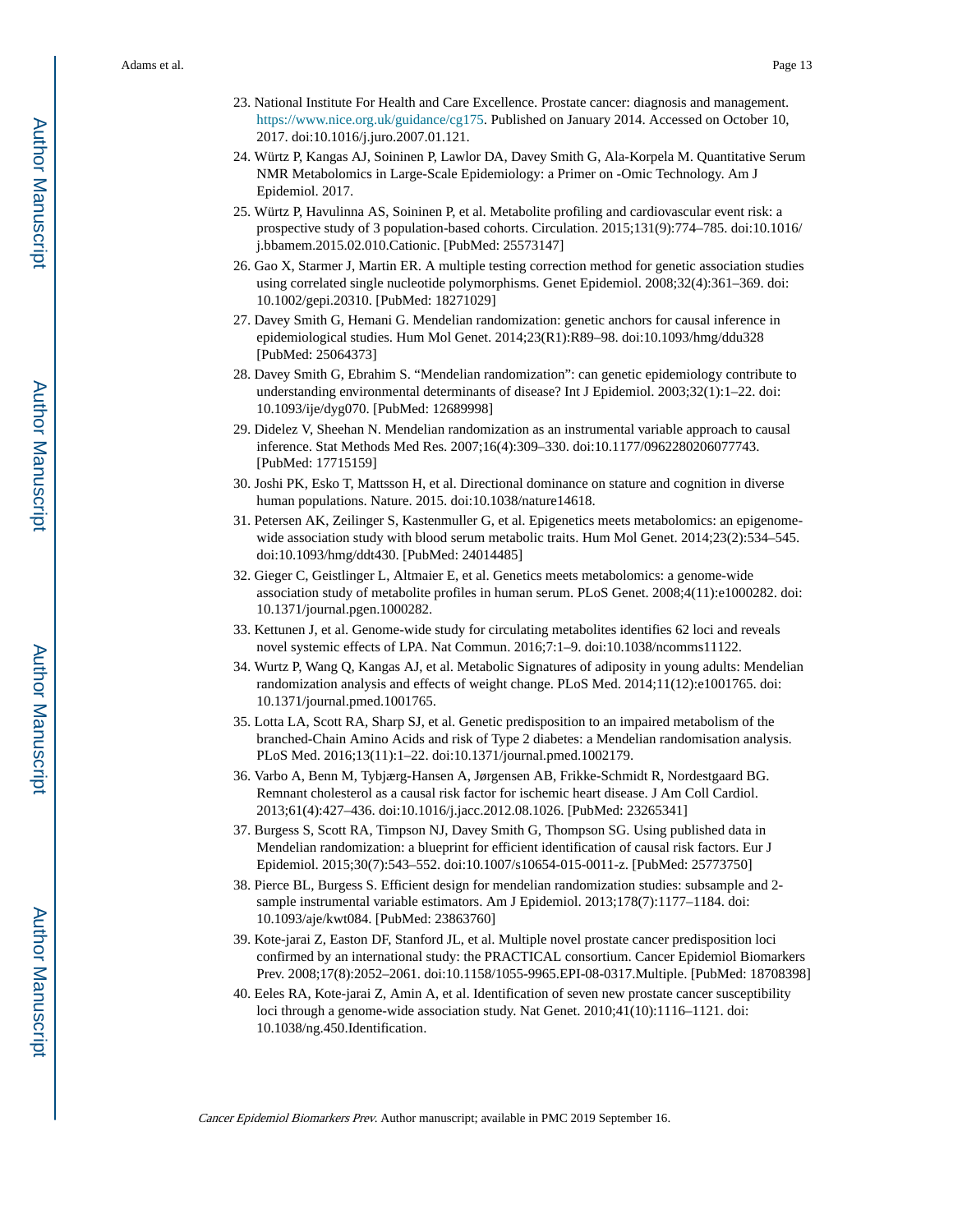23. National Institute For Health and Care Excellence. Prostate cancer: diagnosis and management. https://www.nice.org.uk/guidance/cg175. Published on January 2014. Accessed on October 10, 2017. doi:10.1016/j.juro.2007.01.121.
24. Würtz P, Kangas AJ, Soininen P, Lawlor DA, Davey Smith G, Ala-Korpela M. Quantitative Serum NMR Metabolomics in Large-Scale Epidemiology: a Primer on -Omic Technology. Am J Epidemiol. 2017.
25. Würtz P, Havulinna AS, Soininen P, et al. Metabolite profiling and cardiovascular event risk: a prospective study of 3 population-based cohorts. Circulation. 2015;131(9):774–785. doi:10.1016/j.bbamem.2015.02.010.Cationic. [PubMed: 25573147]
26. Gao X, Starmer J, Martin ER. A multiple testing correction method for genetic association studies using correlated single nucleotide polymorphisms. Genet Epidemiol. 2008;32(4):361–369. doi:10.1002/gepi.20310. [PubMed: 18271029]
27. Davey Smith G, Hemani G. Mendelian randomization: genetic anchors for causal inference in epidemiological studies. Hum Mol Genet. 2014;23(R1):R89–98. doi:10.1093/hmg/ddu328 [PubMed: 25064373]
28. Davey Smith G, Ebrahim S. "Mendelian randomization": can genetic epidemiology contribute to understanding environmental determinants of disease? Int J Epidemiol. 2003;32(1):1–22. doi:10.1093/ije/dyg070. [PubMed: 12689998]
29. Didelez V, Sheehan N. Mendelian randomization as an instrumental variable approach to causal inference. Stat Methods Med Res. 2007;16(4):309–330. doi:10.1177/0962280206077743. [PubMed: 17715159]
30. Joshi PK, Esko T, Mattsson H, et al. Directional dominance on stature and cognition in diverse human populations. Nature. 2015. doi:10.1038/nature14618.
31. Petersen AK, Zeilinger S, Kastenmuller G, et al. Epigenetics meets metabolomics: an epigenome-wide association study with blood serum metabolic traits. Hum Mol Genet. 2014;23(2):534–545. doi:10.1093/hmg/ddt430. [PubMed: 24014485]
32. Gieger C, Geistlinger L, Altmaier E, et al. Genetics meets metabolomics: a genome-wide association study of metabolite profiles in human serum. PLoS Genet. 2008;4(11):e1000282. doi:10.1371/journal.pgen.1000282.
33. Kettunen J, et al. Genome-wide study for circulating metabolites identifies 62 loci and reveals novel systemic effects of LPA. Nat Commun. 2016;7:1–9. doi:10.1038/ncomms11122.
34. Wurtz P, Wang Q, Kangas AJ, et al. Metabolic Signatures of adiposity in young adults: Mendelian randomization analysis and effects of weight change. PLoS Med. 2014;11(12):e1001765. doi:10.1371/journal.pmed.1001765.
35. Lotta LA, Scott RA, Sharp SJ, et al. Genetic predisposition to an impaired metabolism of the branched-Chain Amino Acids and risk of Type 2 diabetes: a Mendelian randomisation analysis. PLoS Med. 2016;13(11):1–22. doi:10.1371/journal.pmed.1002179.
36. Varbo A, Benn M, Tybjærg-Hansen A, Jørgensen AB, Frikke-Schmidt R, Nordestgaard BG. Remnant cholesterol as a causal risk factor for ischemic heart disease. J Am Coll Cardiol. 2013;61(4):427–436. doi:10.1016/j.jacc.2012.08.1026. [PubMed: 23265341]
37. Burgess S, Scott RA, Timpson NJ, Davey Smith G, Thompson SG. Using published data in Mendelian randomization: a blueprint for efficient identification of causal risk factors. Eur J Epidemiol. 2015;30(7):543–552. doi:10.1007/s10654-015-0011-z. [PubMed: 25773750]
38. Pierce BL, Burgess S. Efficient design for mendelian randomization studies: subsample and 2-sample instrumental variable estimators. Am J Epidemiol. 2013;178(7):1177–1184. doi:10.1093/aje/kwt084. [PubMed: 23863760]
39. Kote-jarai Z, Easton DF, Stanford JL, et al. Multiple novel prostate cancer predisposition loci confirmed by an international study: the PRACTICAL consortium. Cancer Epidemiol Biomarkers Prev. 2008;17(8):2052–2061. doi:10.1158/1055-9965.EPI-08-0317.Multiple. [PubMed: 18708398]
40. Eeles RA, Kote-jarai Z, Amin A, et al. Identification of seven new prostate cancer susceptibility loci through a genome-wide association study. Nat Genet. 2010;41(10):1116–1121. doi:10.1038/ng.450.Identification.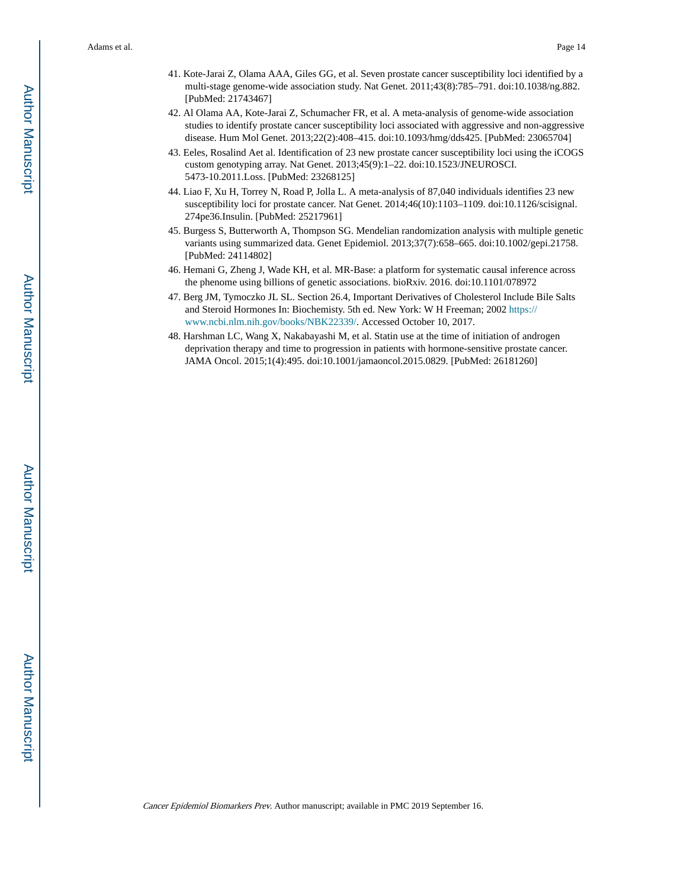41. Kote-Jarai Z, Olama AAA, Giles GG, et al. Seven prostate cancer susceptibility loci identified by a multi-stage genome-wide association study. Nat Genet. 2011;43(8):785–791. doi:10.1038/ng.882. [PubMed: 21743467]
42. Al Olama AA, Kote-Jarai Z, Schumacher FR, et al. A meta-analysis of genome-wide association studies to identify prostate cancer susceptibility loci associated with aggressive and non-aggressive disease. Hum Mol Genet. 2013;22(2):408–415. doi:10.1093/hmg/dds425. [PubMed: 23065704]
43. Eeles, Rosalind Aet al. Identification of 23 new prostate cancer susceptibility loci using the iCOGS custom genotyping array. Nat Genet. 2013;45(9):1–22. doi:10.1523/JNEUROSCI. 5473-10.2011.Loss. [PubMed: 23268125]
44. Liao F, Xu H, Torrey N, Road P, Jolla L. A meta-analysis of 87,040 individuals identifies 23 new susceptibility loci for prostate cancer. Nat Genet. 2014;46(10):1103–1109. doi:10.1126/scisignal. 274pe36.Insulin. [PubMed: 25217961]
45. Burgess S, Butterworth A, Thompson SG. Mendelian randomization analysis with multiple genetic variants using summarized data. Genet Epidemiol. 2013;37(7):658–665. doi:10.1002/gepi.21758. [PubMed: 24114802]
46. Hemani G, Zheng J, Wade KH, et al. MR-Base: a platform for systematic causal inference across the phenome using billions of genetic associations. bioRxiv. 2016. doi:10.1101/078972
47. Berg JM, Tymoczko JL SL. Section 26.4, Important Derivatives of Cholesterol Include Bile Salts and Steroid Hormones In: Biochemisty. 5th ed. New York: W H Freeman; 2002 https://www.ncbi.nlm.nih.gov/books/NBK22339/. Accessed October 10, 2017.
48. Harshman LC, Wang X, Nakabayashi M, et al. Statin use at the time of initiation of androgen deprivation therapy and time to progression in patients with hormone-sensitive prostate cancer. JAMA Oncol. 2015;1(4):495. doi:10.1001/jamaoncol.2015.0829. [PubMed: 26181260]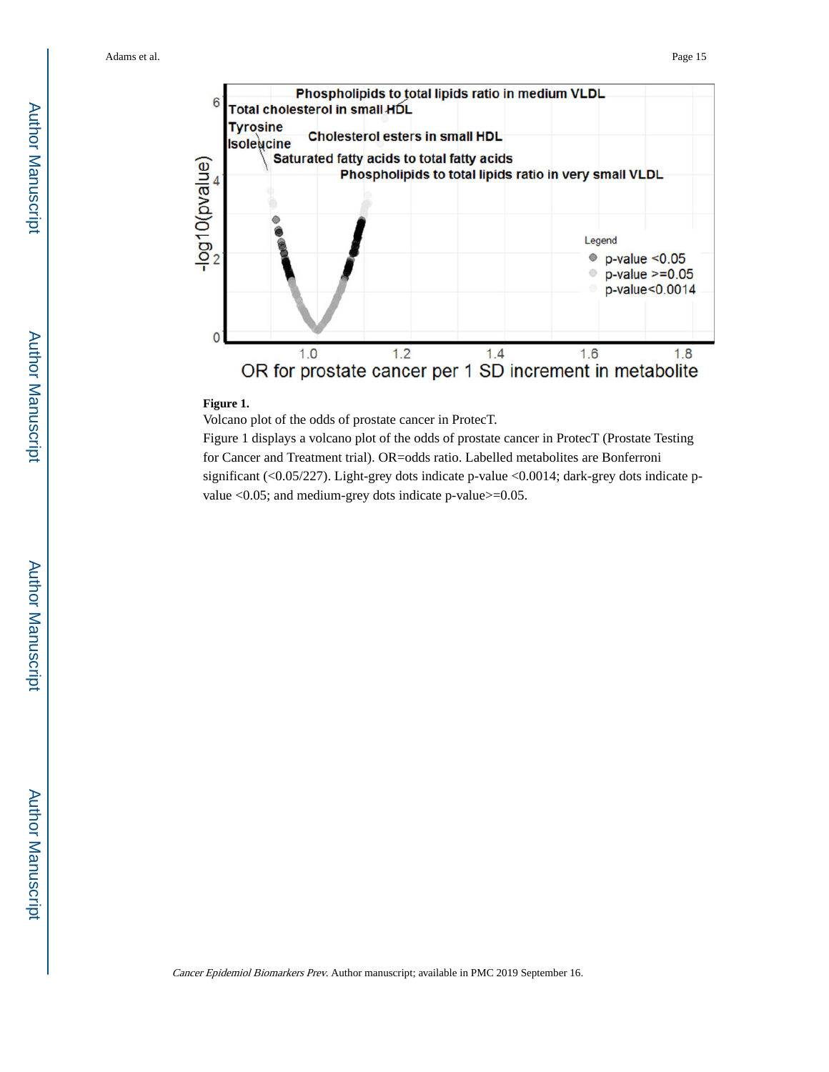**Figure 1.**

Volcano plot of the odds of prostate cancer in ProtecT.

Figure 1 displays a volcano plot of the odds of prostate cancer in ProtecT (Prostate Testing for Cancer and Treatment trial). OR=odds ratio. Labelled metabolites are Bonferroni significant (<0.05/227). Light-grey dots indicate p-value <0.0014; dark-grey dots indicate p-value <0.05; and medium-grey dots indicate p-value>=0.05.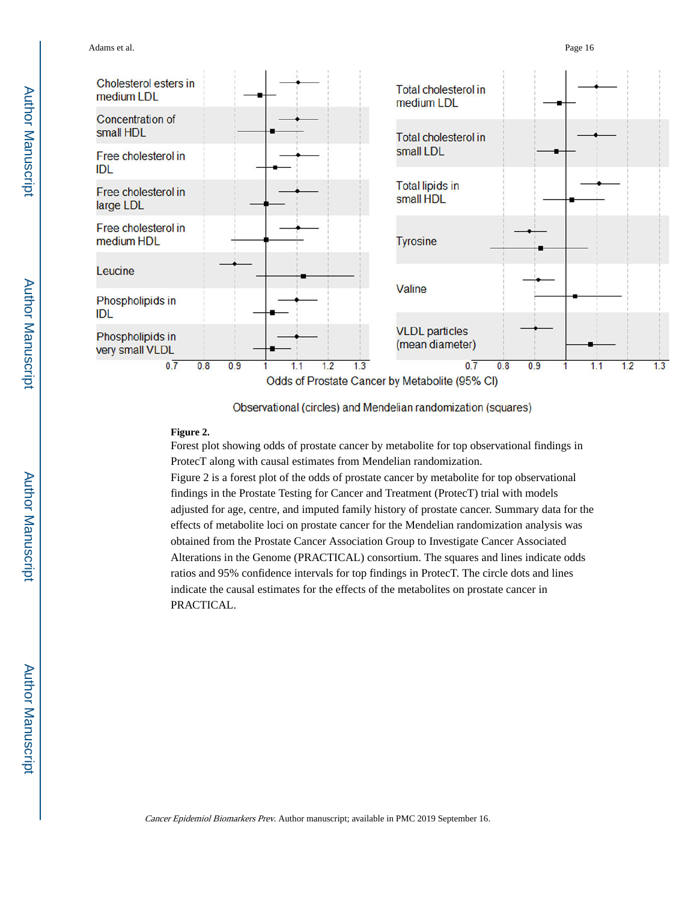**Figure 2.**

Forest plot showing odds of prostate cancer by metabolite for top observational findings in ProtecT along with causal estimates from Mendelian randomization.

Figure 2 is a forest plot of the odds of prostate cancer by metabolite for top observational findings in the Prostate Testing for Cancer and Treatment (ProtecT) trial with models adjusted for age, centre, and imputed family history of prostate cancer. Summary data for the effects of metabolite loci on prostate cancer for the Mendelian randomization analysis was obtained from the Prostate Cancer Association Group to Investigate Cancer Associated Alterations in the Genome (PRACTICAL) consortium. The squares and lines indicate odds ratios and 95% confidence intervals for top findings in ProtecT. The circle dots and lines indicate the causal estimates for the effects of the metabolites on prostate cancer in PRACTICAL.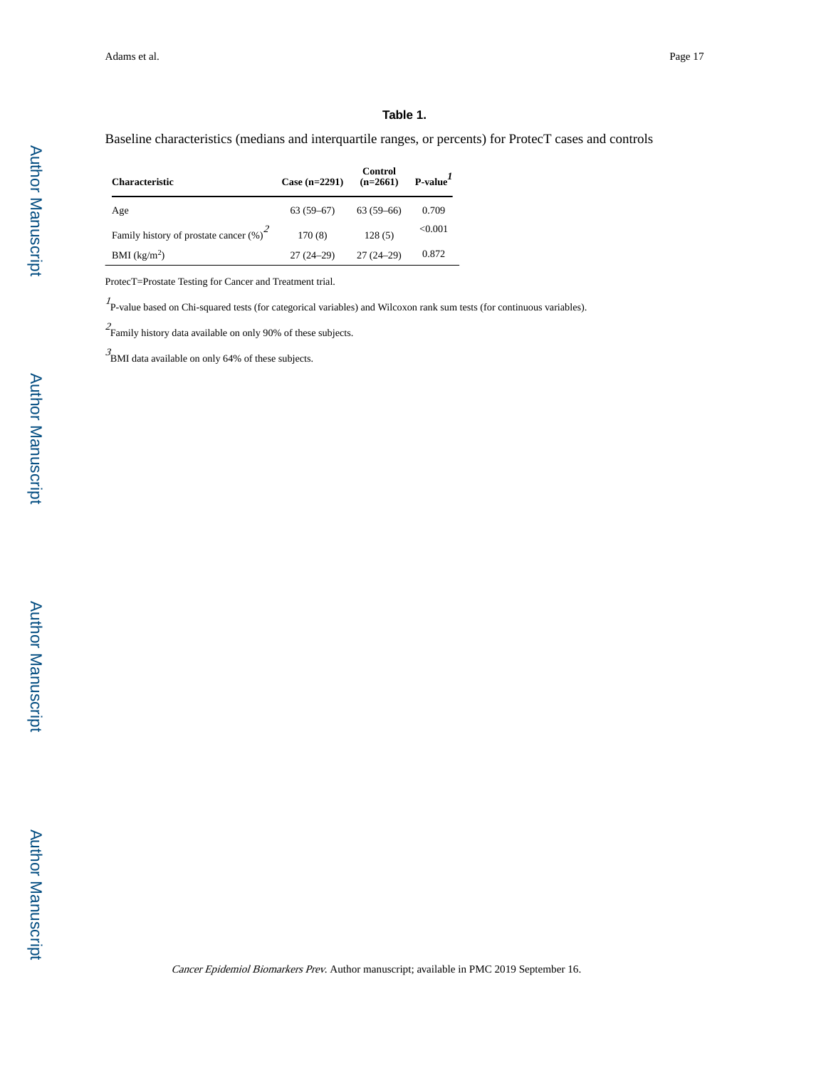**Table 1.**

Baseline characteristics (medians and interquartile ranges, or percents) for ProtecT cases and controls

| Characteristic | Case (n=2291) | Control (n=2661) | P-value[1] |
|---|---|---|---|
| Age | 63 (59–67) | 63 (59–66) | 0.709 |
| Family history of prostate cancer (%)[2] | 170 (8) | 128 (5) | <0.001 |
| BMI (kg/m$^2$) | 27 (24–29) | 27 (24–29) | 0.872 |

ProtecT=Prostate Testing for Cancer and Treatment trial.

[1] P-value based on Chi-squared tests (for categorical variables) and Wilcoxon rank sum tests (for continuous variables).

[2] Family history data available on only 90% of these subjects.

[3] BMI data available on only 64% of these subjects.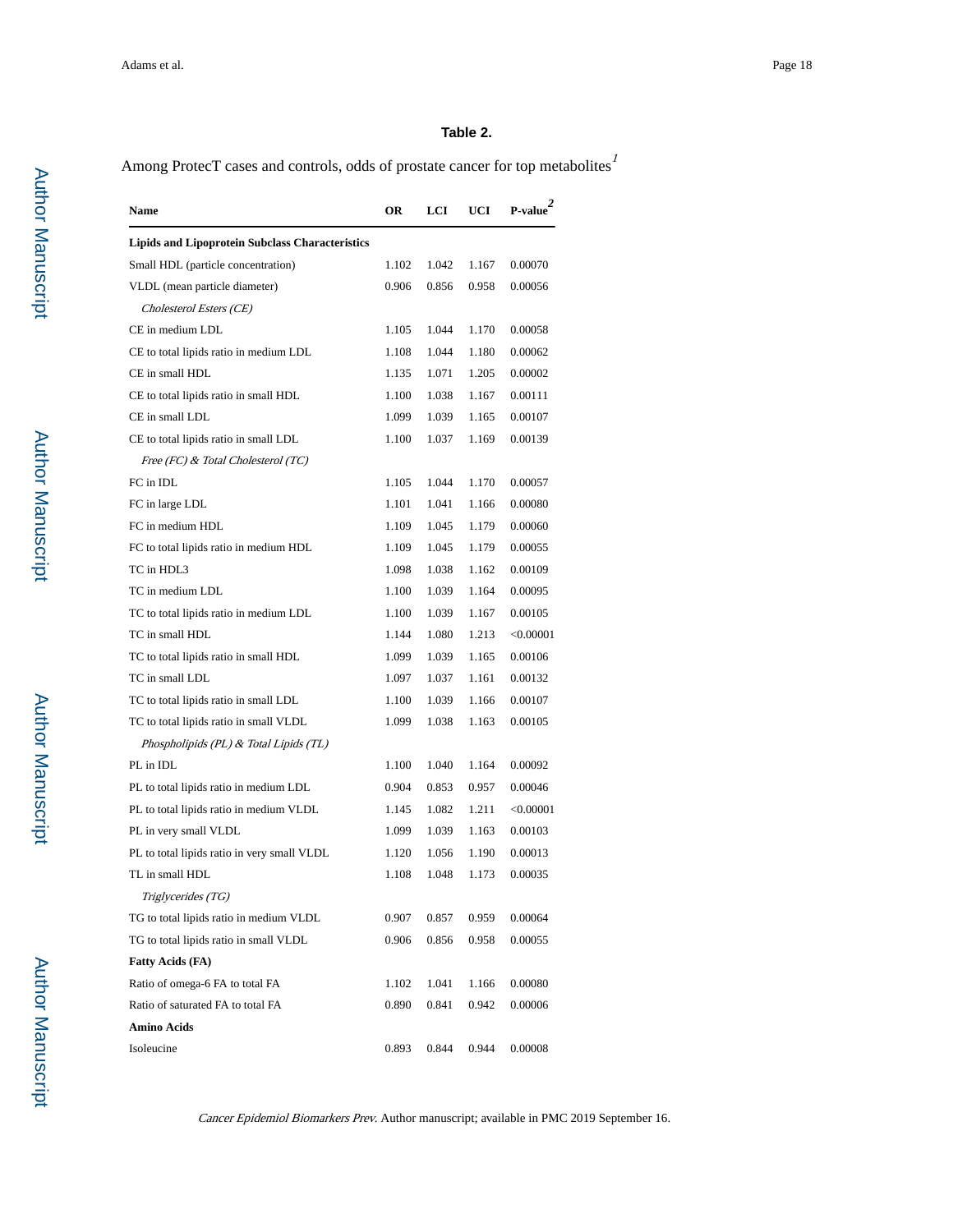**Table 2.**

Among ProtecT cases and controls, odds of prostate cancer for top metabolites[1]

| Name | OR | LCI | UCI | P-value[2] |
|---|---|---|---|---|
| **Lipids and Lipoprotein Subclass Characteristics** | | | | |
| Small HDL (particle concentration) | 1.102 | 1.042 | 1.167 | 0.00070 |
| VLDL (mean particle diameter) | 0.906 | 0.856 | 0.958 | 0.00056 |
| *Cholesterol Esters (CE)* | | | | |
| CE in medium LDL | 1.105 | 1.044 | 1.170 | 0.00058 |
| CE to total lipids ratio in medium LDL | 1.108 | 1.044 | 1.180 | 0.00062 |
| CE in small HDL | 1.135 | 1.071 | 1.205 | 0.00002 |
| CE to total lipids ratio in small HDL | 1.100 | 1.038 | 1.167 | 0.00111 |
| CE in small LDL | 1.099 | 1.039 | 1.165 | 0.00107 |
| CE to total lipids ratio in small LDL | 1.100 | 1.037 | 1.169 | 0.00139 |
| *Free (FC) & Total Cholesterol (TC)* | | | | |
| FC in IDL | 1.105 | 1.044 | 1.170 | 0.00057 |
| FC in large LDL | 1.101 | 1.041 | 1.166 | 0.00080 |
| FC in medium HDL | 1.109 | 1.045 | 1.179 | 0.00060 |
| FC to total lipids ratio in medium HDL | 1.109 | 1.045 | 1.179 | 0.00055 |
| TC in HDL3 | 1.098 | 1.038 | 1.162 | 0.00109 |
| TC in medium LDL | 1.100 | 1.039 | 1.164 | 0.00095 |
| TC to total lipids ratio in medium LDL | 1.100 | 1.039 | 1.167 | 0.00105 |
| TC in small HDL | 1.144 | 1.080 | 1.213 | <0.00001 |
| TC to total lipids ratio in small HDL | 1.099 | 1.039 | 1.165 | 0.00106 |
| TC in small LDL | 1.097 | 1.037 | 1.161 | 0.00132 |
| TC to total lipids ratio in small LDL | 1.100 | 1.039 | 1.166 | 0.00107 |
| TC to total lipids ratio in small VLDL | 1.099 | 1.038 | 1.163 | 0.00105 |
| *Phospholipids (PL) & Total Lipids (TL)* | | | | |
| PL in IDL | 1.100 | 1.040 | 1.164 | 0.00092 |
| PL to total lipids ratio in medium LDL | 0.904 | 0.853 | 0.957 | 0.00046 |
| PL to total lipids ratio in medium VLDL | 1.145 | 1.082 | 1.211 | <0.00001 |
| PL in very small VLDL | 1.099 | 1.039 | 1.163 | 0.00103 |
| PL to total lipids ratio in very small VLDL | 1.120 | 1.056 | 1.190 | 0.00013 |
| TL in small HDL | 1.108 | 1.048 | 1.173 | 0.00035 |
| *Triglycerides (TG)* | | | | |
| TG to total lipids ratio in medium VLDL | 0.907 | 0.857 | 0.959 | 0.00064 |
| TG to total lipids ratio in small VLDL | 0.906 | 0.856 | 0.958 | 0.00055 |
| **Fatty Acids (FA)** | | | | |
| Ratio of omega-6 FA to total FA | 1.102 | 1.041 | 1.166 | 0.00080 |
| Ratio of saturated FA to total FA | 0.890 | 0.841 | 0.942 | 0.00006 |
| **Amino Acids** | | | | |
| Isoleucine | 0.893 | 0.844 | 0.944 | 0.00008 |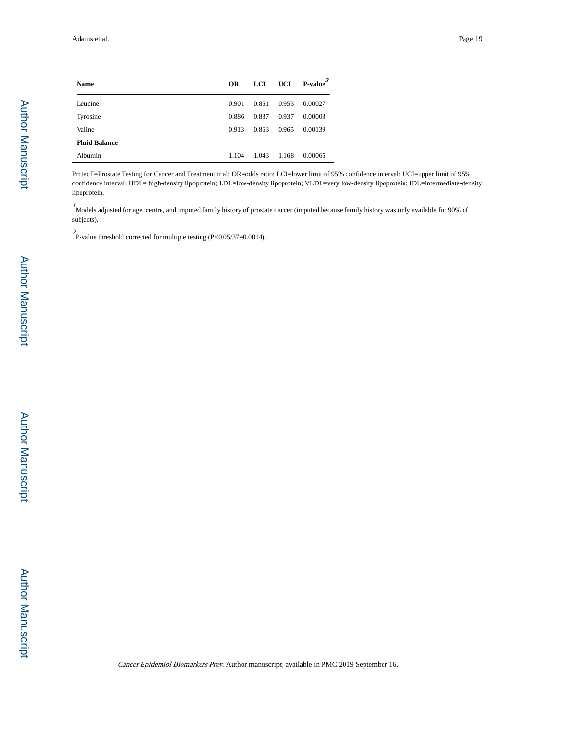| Name | OR | LCI | UCI | P-value[2] |
|---|---|---|---|---|
| Leucine | 0.901 | 0.851 | 0.953 | 0.00027 |
| Tyrosine | 0.886 | 0.837 | 0.937 | 0.00003 |
| Valine | 0.913 | 0.863 | 0.965 | 0.00139 |
| **Fluid Balance** | | | | |
| Albumin | 1.104 | 1.043 | 1.168 | 0.00065 |

ProtecT=Prostate Testing for Cancer and Treatment trial; OR=odds ratio; LCI=lower limit of 95% confidence interval; UCI=upper limit of 95% confidence interval; HDL= high-density lipoprotein; LDL=low-density lipoprotein; VLDL=very low-density lipoprotein; IDL=intermediate-density lipoprotein.

[1] Models adjusted for age, centre, and imputed family history of prostate cancer (imputed because family history was only available for 90% of subjects).

[2] P-value threshold corrected for multiple testing ($P<0.05/37=0.0014$).